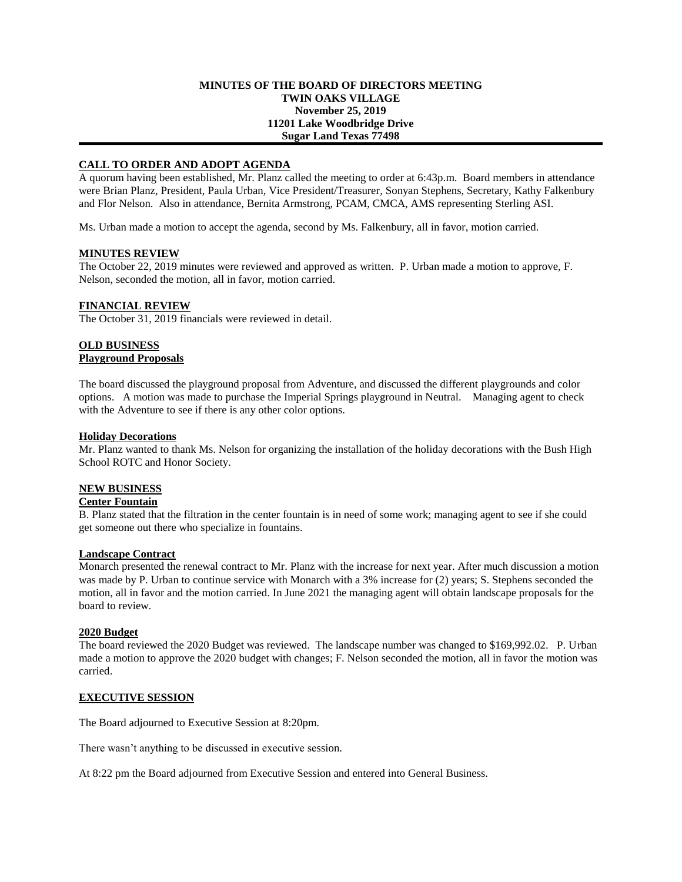# MINUTES OF THE BOARD OF DIRECTORS MEETING
## TWIN OAKS VILLAGE
**November 25, 2019**
**11201 Lake Woodbridge Drive**
**Sugar Land Texas 77498**

---

### CALL TO ORDER AND ADOPT AGENDA

A quorum having been established, Mr. Planz called the meeting to order at 6:43p.m. Board members in attendance were Brian Planz, President, Paula Urban, Vice President/Treasurer, Sonyan Stephens, Secretary, Kathy Falkenbury and Flor Nelson. Also in attendance, Bernita Armstrong, PCAM, CMCA, AMS representing Sterling ASI.

Ms. Urban made a motion to accept the agenda, second by Ms. Falkenbury, all in favor, motion carried.

### MINUTES REVIEW

The October 22, 2019 minutes were reviewed and approved as written. P. Urban made a motion to approve, F. Nelson, seconded the motion, all in favor, motion carried.

### FINANCIAL REVIEW

The October 31, 2019 financials were reviewed in detail.

### OLD BUSINESS

#### Playground Proposals

The board discussed the playground proposal from Adventure, and discussed the different playgrounds and color options. A motion was made to purchase the Imperial Springs playground in Neutral. Managing agent to check with the Adventure to see if there is any other color options.

#### Holiday Decorations

Mr. Planz wanted to thank Ms. Nelson for organizing the installation of the holiday decorations with the Bush High School ROTC and Honor Society.

### NEW BUSINESS

#### Center Fountain

B. Planz stated that the filtration in the center fountain is in need of some work; managing agent to see if she could get someone out there who specialize in fountains.

#### Landscape Contract

Monarch presented the renewal contract to Mr. Planz with the increase for next year. After much discussion a motion was made by P. Urban to continue service with Monarch with a 3% increase for (2) years; S. Stephens seconded the motion, all in favor and the motion carried. In June 2021 the managing agent will obtain landscape proposals for the board to review.

#### 2020 Budget

The board reviewed the 2020 Budget was reviewed. The landscape number was changed to $169,992.02. P. Urban made a motion to approve the 2020 budget with changes; F. Nelson seconded the motion, all in favor the motion was carried.

### EXECUTIVE SESSION

The Board adjourned to Executive Session at 8:20pm.

There wasn't anything to be discussed in executive session.

At 8:22 pm the Board adjourned from Executive Session and entered into General Business.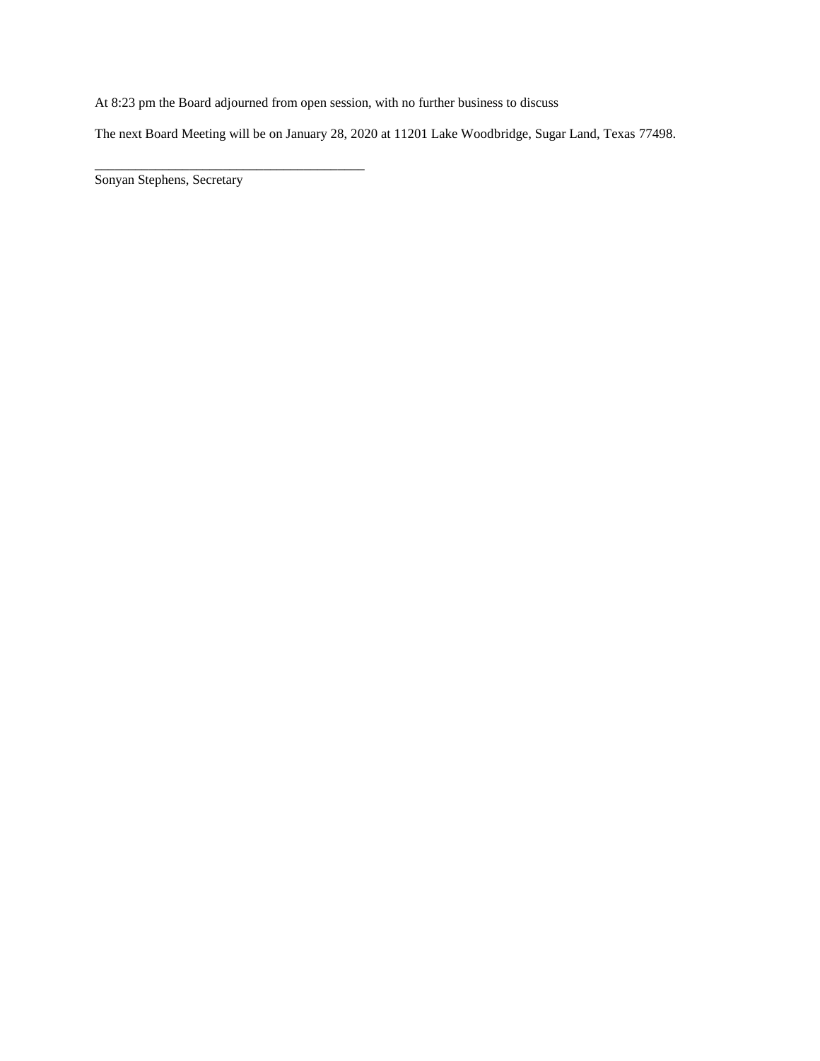At 8:23 pm the Board adjourned from open session, with no further business to discuss

The next Board Meeting will be on January 28, 2020 at 11201 Lake Woodbridge, Sugar Land, Texas 77498.

\_\_\_\_\_\_\_\_\_\_\_\_\_\_\_\_\_\_\_\_\_\_\_\_\_\_\_\_\_\_\_\_\_\_\_\_\_\_\_\_

Sonyan Stephens, Secretary